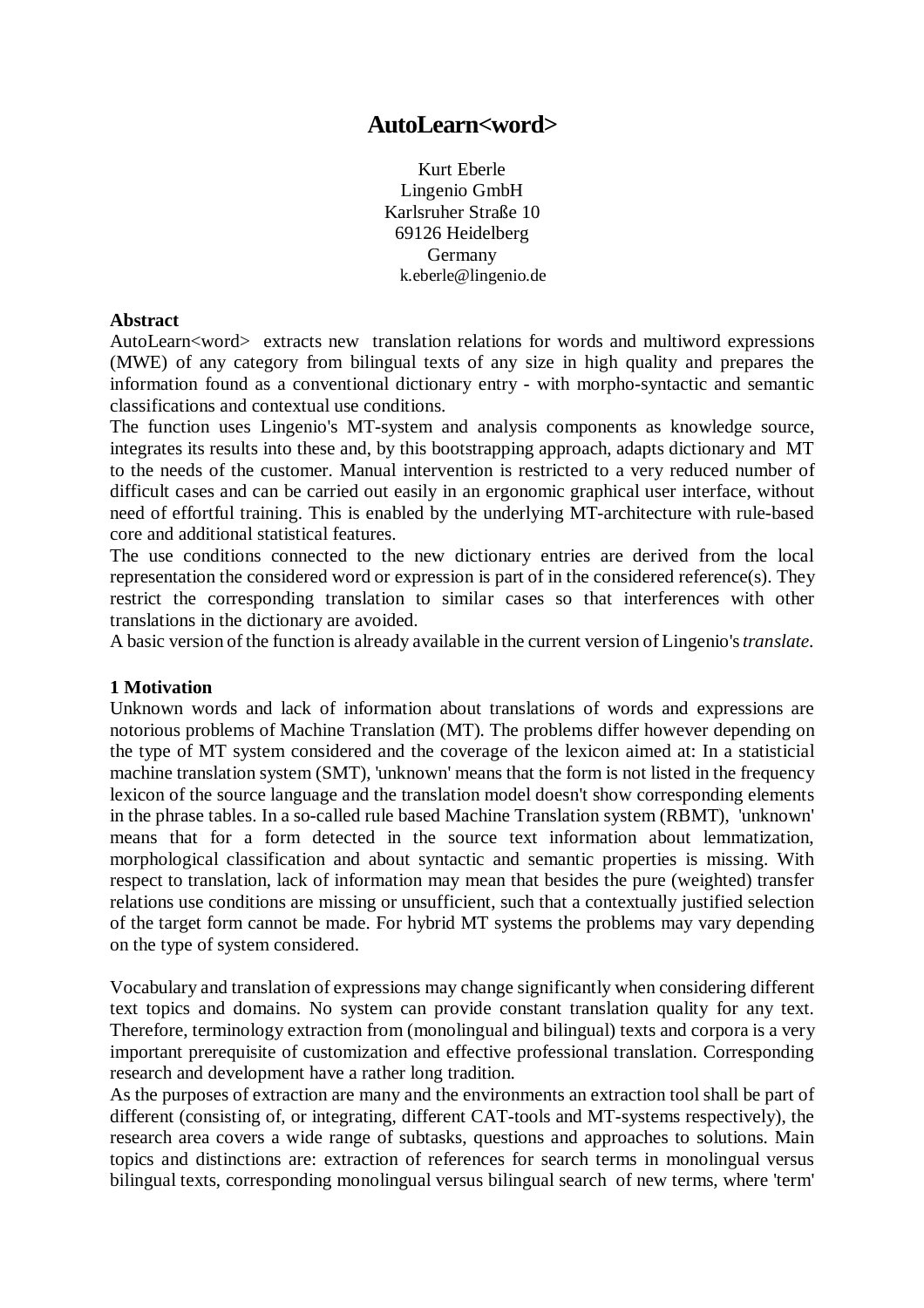# AutoLearn<word>

Kurt Eberle
Lingenio GmbH
Karlsruher Straße 10
69126 Heidelberg
Germany
k.eberle@lingenio.de

**Abstract**

AutoLearn<word> extracts new translation relations for words and multiword expressions (MWE) of any category from bilingual texts of any size in high quality and prepares the information found as a conventional dictionary entry - with morpho-syntactic and semantic classifications and contextual use conditions.

The function uses Lingenio's MT-system and analysis components as knowledge source, integrates its results into these and, by this bootstrapping approach, adapts dictionary and MT to the needs of the customer. Manual intervention is restricted to a very reduced number of difficult cases and can be carried out easily in an ergonomic graphical user interface, without need of effortful training. This is enabled by the underlying MT-architecture with rule-based core and additional statistical features.

The use conditions connected to the new dictionary entries are derived from the local representation the considered word or expression is part of in the considered reference(s). They restrict the corresponding translation to similar cases so that interferences with other translations in the dictionary are avoided.

A basic version of the function is already available in the current version of Lingenio's *translate*.

## 1 Motivation

Unknown words and lack of information about translations of words and expressions are notorious problems of Machine Translation (MT). The problems differ however depending on the type of MT system considered and the coverage of the lexicon aimed at: In a statisticial machine translation system (SMT), 'unknown' means that the form is not listed in the frequency lexicon of the source language and the translation model doesn't show corresponding elements in the phrase tables. In a so-called rule based Machine Translation system (RBMT), 'unknown' means that for a form detected in the source text information about lemmatization, morphological classification and about syntactic and semantic properties is missing. With respect to translation, lack of information may mean that besides the pure (weighted) transfer relations use conditions are missing or unsufficient, such that a contextually justified selection of the target form cannot be made. For hybrid MT systems the problems may vary depending on the type of system considered.

Vocabulary and translation of expressions may change significantly when considering different text topics and domains. No system can provide constant translation quality for any text. Therefore, terminology extraction from (monolingual and bilingual) texts and corpora is a very important prerequisite of customization and effective professional translation. Corresponding research and development have a rather long tradition.

As the purposes of extraction are many and the environments an extraction tool shall be part of different (consisting of, or integrating, different CAT-tools and MT-systems respectively), the research area covers a wide range of subtasks, questions and approaches to solutions. Main topics and distinctions are: extraction of references for search terms in monolingual versus bilingual texts, corresponding monolingual versus bilingual search of new terms, where 'term'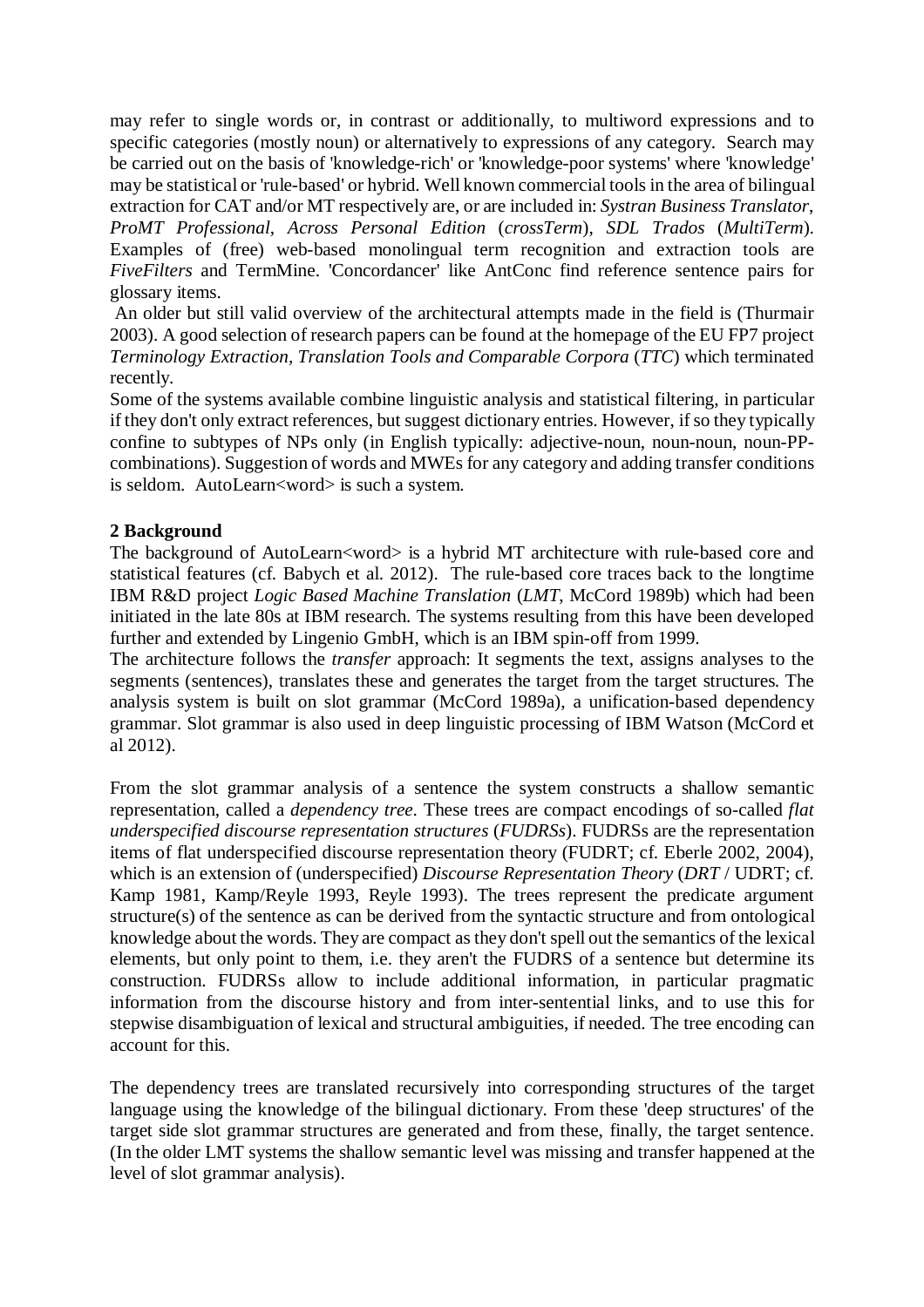may refer to single words or, in contrast or additionally, to multiword expressions and to specific categories (mostly noun) or alternatively to expressions of any category. Search may be carried out on the basis of 'knowledge-rich' or 'knowledge-poor systems' where 'knowledge' may be statistical or 'rule-based' or hybrid. Well known commercial tools in the area of bilingual extraction for CAT and/or MT respectively are, or are included in: *Systran Business Translator*, *ProMT Professional*, *Across Personal Edition* (*crossTerm*), *SDL Trados* (*MultiTerm*). Examples of (free) web-based monolingual term recognition and extraction tools are *FiveFilters* and TermMine. 'Concordancer' like AntConc find reference sentence pairs for glossary items.

An older but still valid overview of the architectural attempts made in the field is (Thurmair 2003). A good selection of research papers can be found at the homepage of the EU FP7 project *Terminology Extraction, Translation Tools and Comparable Corpora* (*TTC*) which terminated recently.

Some of the systems available combine linguistic analysis and statistical filtering, in particular if they don't only extract references, but suggest dictionary entries. However, if so they typically confine to subtypes of NPs only (in English typically: adjective-noun, noun-noun, noun-PP-combinations). Suggestion of words and MWEs for any category and adding transfer conditions is seldom. AutoLearn<word> is such a system.

## 2 Background

The background of AutoLearn<word> is a hybrid MT architecture with rule-based core and statistical features (cf. Babych et al. 2012). The rule-based core traces back to the longtime IBM R&D project *Logic Based Machine Translation* (*LMT*, McCord 1989b) which had been initiated in the late 80s at IBM research. The systems resulting from this have been developed further and extended by Lingenio GmbH, which is an IBM spin-off from 1999.

The architecture follows the *transfer* approach: It segments the text, assigns analyses to the segments (sentences), translates these and generates the target from the target structures. The analysis system is built on slot grammar (McCord 1989a), a unification-based dependency grammar. Slot grammar is also used in deep linguistic processing of IBM Watson (McCord et al 2012).

From the slot grammar analysis of a sentence the system constructs a shallow semantic representation, called a *dependency tree*. These trees are compact encodings of so-called *flat underspecified discourse representation structures* (*FUDRSs*). FUDRSs are the representation items of flat underspecified discourse representation theory (FUDRT; cf. Eberle 2002, 2004), which is an extension of (underspecified) *Discourse Representation Theory* (*DRT* / UDRT; cf. Kamp 1981, Kamp/Reyle 1993, Reyle 1993). The trees represent the predicate argument structure(s) of the sentence as can be derived from the syntactic structure and from ontological knowledge about the words. They are compact as they don't spell out the semantics of the lexical elements, but only point to them, i.e. they aren't the FUDRS of a sentence but determine its construction. FUDRSs allow to include additional information, in particular pragmatic information from the discourse history and from inter-sentential links, and to use this for stepwise disambiguation of lexical and structural ambiguities, if needed. The tree encoding can account for this.

The dependency trees are translated recursively into corresponding structures of the target language using the knowledge of the bilingual dictionary. From these 'deep structures' of the target side slot grammar structures are generated and from these, finally, the target sentence. (In the older LMT systems the shallow semantic level was missing and transfer happened at the level of slot grammar analysis).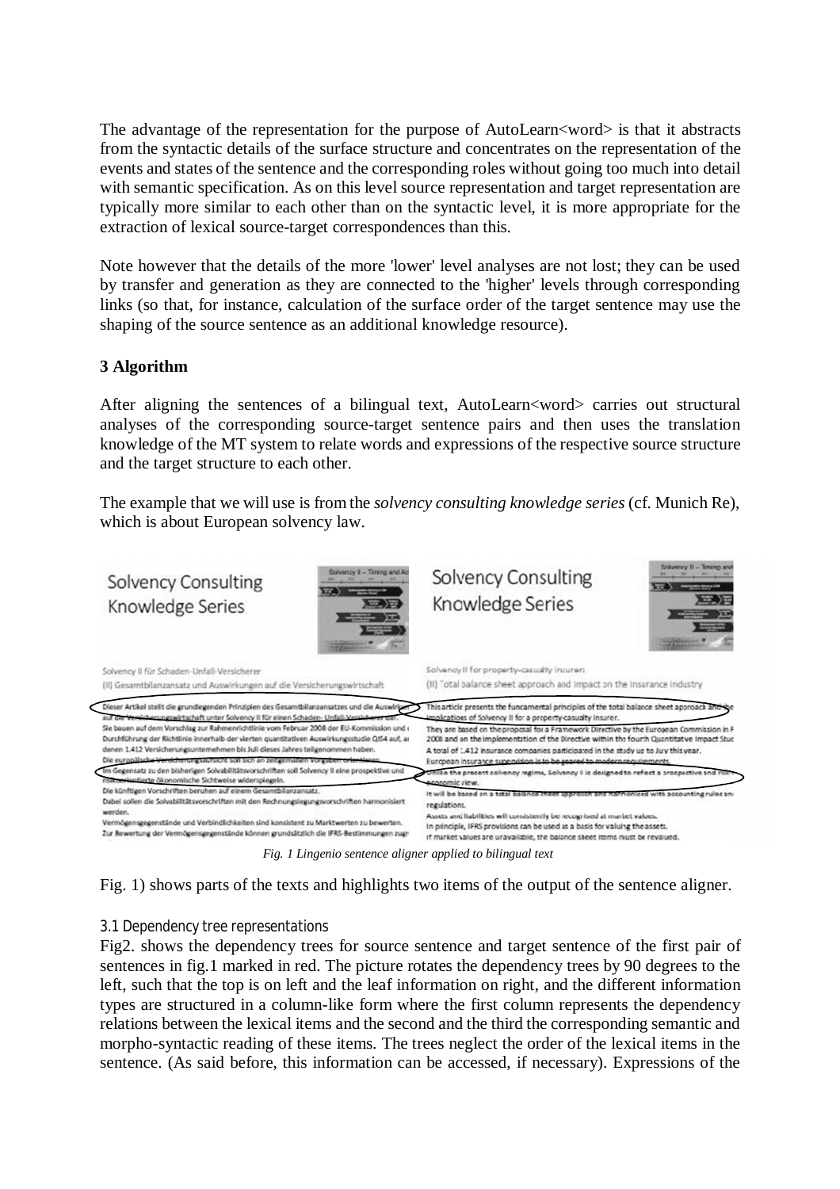The advantage of the representation for the purpose of AutoLearn<word> is that it abstracts from the syntactic details of the surface structure and concentrates on the representation of the events and states of the sentence and the corresponding roles without going too much into detail with semantic specification. As on this level source representation and target representation are typically more similar to each other than on the syntactic level, it is more appropriate for the extraction of lexical source-target correspondences than this.

Note however that the details of the more 'lower' level analyses are not lost; they can be used by transfer and generation as they are connected to the 'higher' levels through corresponding links (so that, for instance, calculation of the surface order of the target sentence may use the shaping of the source sentence as an additional knowledge resource).

## 3 Algorithm

After aligning the sentences of a bilingual text, AutoLearn<word> carries out structural analyses of the corresponding source-target sentence pairs and then uses the translation knowledge of the MT system to relate words and expressions of the respective source structure and the target structure to each other.

The example that we will use is from the *solvency consulting knowledge series* (cf. Munich Re), which is about European solvency law.

*Fig. 1 Lingenio sentence aligner applied to bilingual text*

Fig. 1) shows parts of the texts and highlights two items of the output of the sentence aligner.

### 3.1 Dependency tree representations

Fig2. shows the dependency trees for source sentence and target sentence of the first pair of sentences in fig.1 marked in red. The picture rotates the dependency trees by 90 degrees to the left, such that the top is on left and the leaf information on right, and the different information types are structured in a column-like form where the first column represents the dependency relations between the lexical items and the second and the third the corresponding semantic and morpho-syntactic reading of these items. The trees neglect the order of the lexical items in the sentence. (As said before, this information can be accessed, if necessary). Expressions of the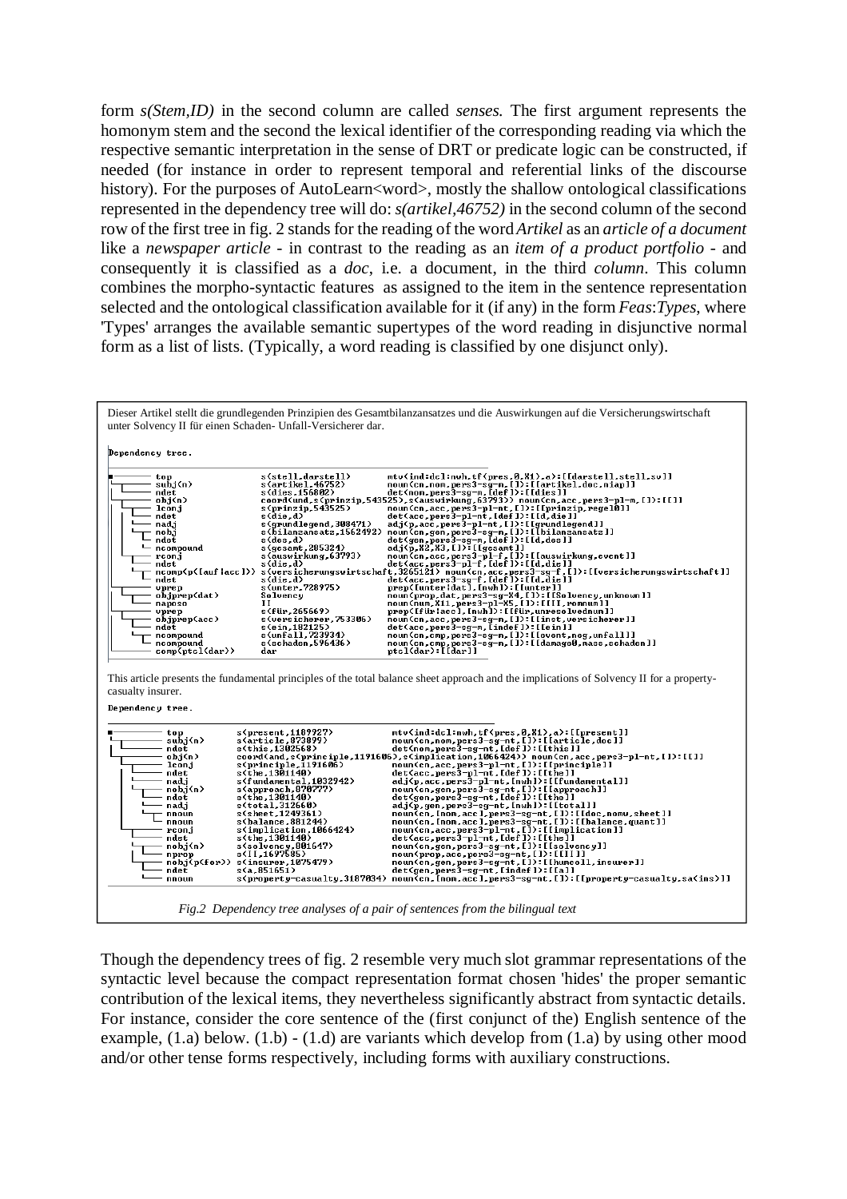form *s(Stem,ID)* in the second column are called *senses.* The first argument represents the homonym stem and the second the lexical identifier of the corresponding reading via which the respective semantic interpretation in the sense of DRT or predicate logic can be constructed, if needed (for instance in order to represent temporal and referential links of the discourse history). For the purposes of AutoLearn<word>, mostly the shallow ontological classifications represented in the dependency tree will do: *s(artikel,46752)* in the second column of the second row of the first tree in fig. 2 stands for the reading of the word *Artikel* as an *article of a document* like a *newspaper article* - in contrast to the reading as an *item of a product portfolio* - and consequently it is classified as a *doc*, i.e. a document, in the third *column*. This column combines the morpho-syntactic features as assigned to the item in the sentence representation selected and the ontological classification available for it (if any) in the form *Feas*:*Types*, where 'Types' arranges the available semantic supertypes of the word reading in disjunctive normal form as a list of lists. (Typically, a word reading is classified by one disjunct only).

Dieser Artikel stellt die grundlegenden Prinzipien des Gesamtbilanzansatzes und die Auswirkungen auf die Versicherungswirtschaft unter Solvency II für einen Schaden- Unfall-Versicherer dar.

Dependency tree.

```
top                 s(stell_darstell)        mtv(ind:dcl:nwh,tf(pres,0,X1),a):[[darstell,stell,sv]]
 subj(n)            s(artikel,46752)         noun(cn,nom,pers3-sg-m,[]):[[artikel,doc,niap]]
 ndet               s(dies,156802)           det(nom,pers3-sg-m,[def]):[[dies]]
 obj(n)             coord(und,s(prinzip,543525),s(auswirkung,63793)) noun(cn,acc,pers3-pl-m,[]):[[]]
 lconj              s(prinzip,543525)        noun(cn,acc,pers3-pl-nt,[]):[[prinzip,regel0]]
 ndet               s(die,d)                 det(acc,pers3-pl-nt,[def]):[[d,die]]
 nadj               s(grundlegend,308471)    adj(p,acc,pers3-pl-nt,[]):[[grundlegend]]
 nobj               s(bilanzansatz,1562492)  noun(cn,gen,pers3-sg-m,[]):[[bilanzansatz]]
 ndet               s(des,d)                 det(gen,pers3-sg-m,[def]):[[d,des]]
 ncompound          s(gesamt,285324)         adj(p,X2,X3,[]):[[gesamt]]
 rconj              s(auswirkung,63793)      noun(cn,acc,pers3-pl-f,[]):[[auswirkung,event]]
 ndet               s(die,d)                 det(acc,pers3-pl-f,[def]):[[d,die]]
 ncomp(p([auf|acc])) s(versicherungswirtschaft,3265121) noun(cn,acc,pers3-sg-f,[]):[[versicherungswirtschaft]]
 ndet               s(die,d)                 det(acc,pers3-sg-f,[def]):[[d,die]]
 vprep              s(unter,728975)          prep([unter|dat],[nwh]):[[unter]]
 objprep(dat)       Solvency                 noun(prop,dat,pers3-sg-X4,[]):[[Solvency,unknown]]
 napposo            II                       noun(num,X11,pers3-pl-X5,[]):[[II,romnum]]
 vprep              s(für,265669)            prep([für|acc],[nwh]):[[für,unresolvednum]]
 objprep(acc)       s(versicherer,753306)    noun(cn,acc,pers3-sg-m,[]):[[inst,versicherer]]
 ndet               s(ein,182125)            det(acc,pers3-sg-m,[indef]):[[ein]]
 ncompound          s(unfall,728934)         noun(cn,cmp,pers3-sg-m,[]):[[event,neg,unfall]]
 ncompound          s(schaden,596436)        noun(cn,cmp,pers3-sg-m,[]):[[damage0,mass,schaden]]
 comp(ptcl(dar))    dar                      ptcl(dar):[[dar]]
```

This article presents the fundamental principles of the total balance sheet approach and the implications of Solvency II for a property-casualty insurer.

Dependency tree.

```
top                 s(present,1109727)       mtv(ind:dcl:nwh,tf(pres,0,X1),a):[[present]]
 subj(n)            s(article,873899)        noun(cn,nom,pers3-sg-nt,[]):[[article,doc]]
 ndet               s(this,1302568)          det(nom,pers3-sg-nt,[def]):[[this]]
 obj(n)             coord(and,s(principle,1191606),s(implication,1066424)) noun(cn,acc,pers3-pl-nt,[]):[[]]
 lconj              s(principle,1191606)     noun(cn,acc,pers3-pl-nt,[]):[[principle]]
 ndet               s(the,1301140)           det(acc,pers3-pl-nt,[def]):[[the]]
 nadj               s(fundamental,1032942)   adj(p,acc,pers3-pl-nt,[nwh]):[[fundamental]]
 nobj(n)            s(approach,870777)       noun(cn,gen,pers3-sg-nt,[]):[[approach]]
 ndet               s(the,1301140)           det(gen,pers3-sg-nt,[def]):[[the]]
 nadj               s(total,312660)          adj(p,gen,pers3-sg-nt,[nwh]):[[total]]
 nnoun              s(sheet,1249361)         noun(cn,[nom,acc],pers3-sg-nt,[]):[[doc,nomu,sheet]]
 nnoun              s(balance,881244)        noun(cn,[nom,acc],pers3-sg-nt,[]):[[balance,quant]]
 rconj              s(implication,1066424)   noun(cn,acc,pers3-pl-nt,[]):[[implication]]
 ndet               s(the,1301140)           det(acc,pers3-pl-nt,[def]):[[the]]
 nobj(n)            s(solvency,881647)       noun(cn,gen,pers3-sg-nt,[]):[[solvency]]
 nprop              s(II,1697585)            noun(prop,acc,pers3-sg-nt,[]):[[II]]
 nobj(p(for))       s(insurer,1075479)       noun(cn,gen,pers3-sg-nt,[]):[[humcoll,insurer]]
 ndet               s(a,851651)              det(gen,pers3-sg-nt,[indef]):[[a]]
 nnoun              s(property-casualty,3187034) noun(cn,[nom,acc],pers3-sg-nt,[]):[[property-casualty,sa(ins)]]
```

*Fig.2 Dependency tree analyses of a pair of sentences from the bilingual text*

Though the dependency trees of fig. 2 resemble very much slot grammar representations of the syntactic level because the compact representation format chosen 'hides' the proper semantic contribution of the lexical items, they nevertheless significantly abstract from syntactic details. For instance, consider the core sentence of the (first conjunct of the) English sentence of the example, (1.a) below. (1.b) - (1.d) are variants which develop from (1.a) by using other mood and/or other tense forms respectively, including forms with auxiliary constructions.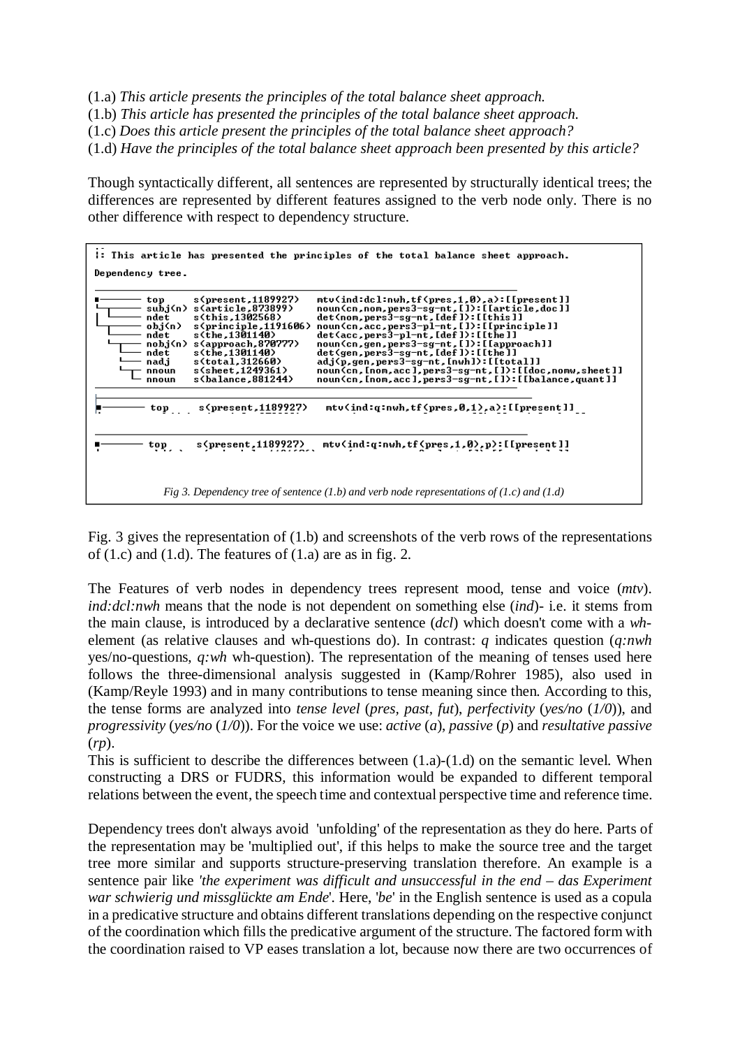(1.a) *This article presents the principles of the total balance sheet approach.*
(1.b) *This article has presented the principles of the total balance sheet approach.*
(1.c) *Does this article present the principles of the total balance sheet approach?*
(1.d) *Have the principles of the total balance sheet approach been presented by this article?*

Though syntactically different, all sentences are represented by structurally identical trees; the differences are represented by different features assigned to the verb node only. There is no other difference with respect to dependency structure.

```
: This article has presented the principles of the total balance sheet approach.
Dependency tree.

top       s(present,1189927)    mtv(ind:dcl:nwh,tf(pres,1,0),a):[[present]]
subj(n)   s(article,873899)     noun(cn,nom,pers3-sg-nt,[]):[[article,doc]]
ndet      s(this,1302568)       det(nom,pers3-sg-nt,[def]):[[this]]
obj(n)    s(principle,1191606)  noun(cn,acc,pers3-pl-nt,[]):[[principle]]
ndet      s(the,1301140)        det(acc,pers3-pl-nt,[def]):[[the]]
nobj(n)   s(approach,870777)    noun(cn,gen,pers3-sg-nt,[]):[[approach]]
ndet      s(the,1301140)        det(gen,pers3-sg-nt,[def]):[[the]]
nadj      s(total,312660)       adj(p,gen,pers3-sg-nt,[nwh]):[[total]]
nnoun     s(sheet,1249361)      noun(cn,[nom,acc],pers3-sg-nt,[]):[[doc,nomw,sheet]]
nnoun     s(balance,881244)     noun(cn,[nom,acc],pers3-sg-nt,[]):[[balance,quant]]

top       s(present,1189927)    mtv(ind:q:nwh,tf(pres,0,1),a):[[present]]

top       s(present,1189927)    mtv(ind:q:nwh,tf(pres,1,0),p):[[present]]
```

*Fig 3. Dependency tree of sentence (1.b) and verb node representations of (1.c) and (1.d)*

Fig. 3 gives the representation of (1.b) and screenshots of the verb rows of the representations of (1.c) and (1.d). The features of (1.a) are as in fig. 2.

The Features of verb nodes in dependency trees represent mood, tense and voice (*mtv*). *ind:dcl:nwh* means that the node is not dependent on something else (*ind*)- i.e. it stems from the main clause, is introduced by a declarative sentence (*dcl*) which doesn't come with a *wh*-element (as relative clauses and wh-questions do). In contrast: *q* indicates question (*q:nwh* yes/no-questions, *q:wh* wh-question). The representation of the meaning of tenses used here follows the three-dimensional analysis suggested in (Kamp/Rohrer 1985), also used in (Kamp/Reyle 1993) and in many contributions to tense meaning since then. According to this, the tense forms are analyzed into *tense level* (*pres, past, fut*), *perfectivity* (*yes/no* (*1/0*)), and *progressivity* (*yes/no* (*1/0*)). For the voice we use: *active* (*a*), *passive* (*p*) and *resultative passive* (*rp*).
This is sufficient to describe the differences between (1.a)-(1.d) on the semantic level. When constructing a DRS or FUDRS, this information would be expanded to different temporal relations between the event, the speech time and contextual perspective time and reference time.

Dependency trees don't always avoid 'unfolding' of the representation as they do here. Parts of the representation may be 'multiplied out', if this helps to make the source tree and the target tree more similar and supports structure-preserving translation therefore. An example is a sentence pair like *'the experiment was difficult and unsuccessful in the end – das Experiment war schwierig und missglückte am Ende*'. Here, '*be*' in the English sentence is used as a copula in a predicative structure and obtains different translations depending on the respective conjunct of the coordination which fills the predicative argument of the structure. The factored form with the coordination raised to VP eases translation a lot, because now there are two occurrences of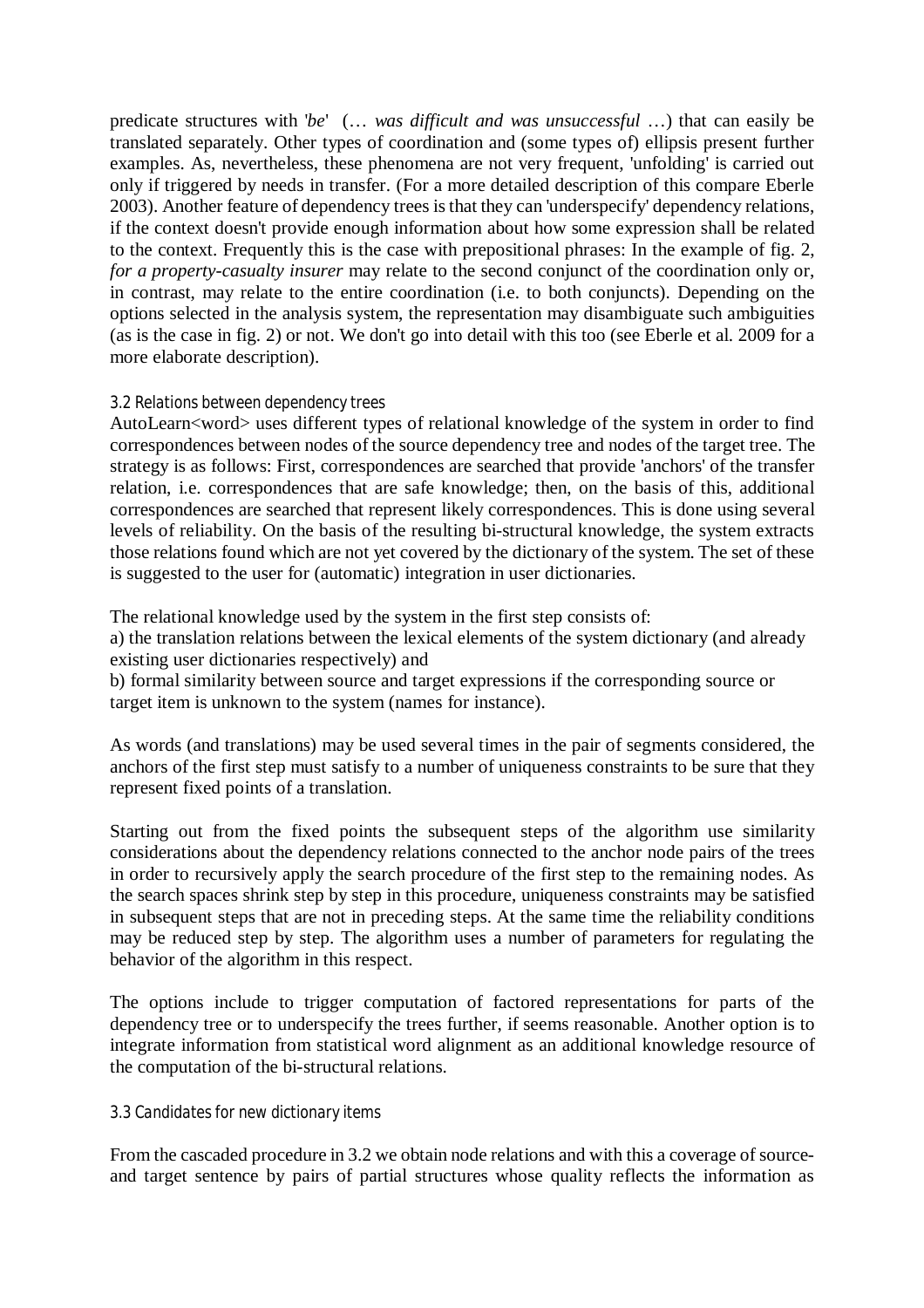predicate structures with '*be*' (… *was difficult and was unsuccessful* …) that can easily be translated separately. Other types of coordination and (some types of) ellipsis present further examples. As, nevertheless, these phenomena are not very frequent, 'unfolding' is carried out only if triggered by needs in transfer. (For a more detailed description of this compare Eberle 2003). Another feature of dependency trees is that they can 'underspecify' dependency relations, if the context doesn't provide enough information about how some expression shall be related to the context. Frequently this is the case with prepositional phrases: In the example of fig. 2, *for a property-casualty insurer* may relate to the second conjunct of the coordination only or, in contrast, may relate to the entire coordination (i.e. to both conjuncts). Depending on the options selected in the analysis system, the representation may disambiguate such ambiguities (as is the case in fig. 2) or not. We don't go into detail with this too (see Eberle et al. 2009 for a more elaborate description).

### 3.2 Relations between dependency trees

AutoLearn<word> uses different types of relational knowledge of the system in order to find correspondences between nodes of the source dependency tree and nodes of the target tree. The strategy is as follows: First, correspondences are searched that provide 'anchors' of the transfer relation, i.e. correspondences that are safe knowledge; then, on the basis of this, additional correspondences are searched that represent likely correspondences. This is done using several levels of reliability. On the basis of the resulting bi-structural knowledge, the system extracts those relations found which are not yet covered by the dictionary of the system. The set of these is suggested to the user for (automatic) integration in user dictionaries.

The relational knowledge used by the system in the first step consists of:
a) the translation relations between the lexical elements of the system dictionary (and already existing user dictionaries respectively) and
b) formal similarity between source and target expressions if the corresponding source or target item is unknown to the system (names for instance).

As words (and translations) may be used several times in the pair of segments considered, the anchors of the first step must satisfy to a number of uniqueness constraints to be sure that they represent fixed points of a translation.

Starting out from the fixed points the subsequent steps of the algorithm use similarity considerations about the dependency relations connected to the anchor node pairs of the trees in order to recursively apply the search procedure of the first step to the remaining nodes. As the search spaces shrink step by step in this procedure, uniqueness constraints may be satisfied in subsequent steps that are not in preceding steps. At the same time the reliability conditions may be reduced step by step. The algorithm uses a number of parameters for regulating the behavior of the algorithm in this respect.

The options include to trigger computation of factored representations for parts of the dependency tree or to underspecify the trees further, if seems reasonable. Another option is to integrate information from statistical word alignment as an additional knowledge resource of the computation of the bi-structural relations.

### 3.3 Candidates for new dictionary items

From the cascaded procedure in 3.2 we obtain node relations and with this a coverage of source- and target sentence by pairs of partial structures whose quality reflects the information as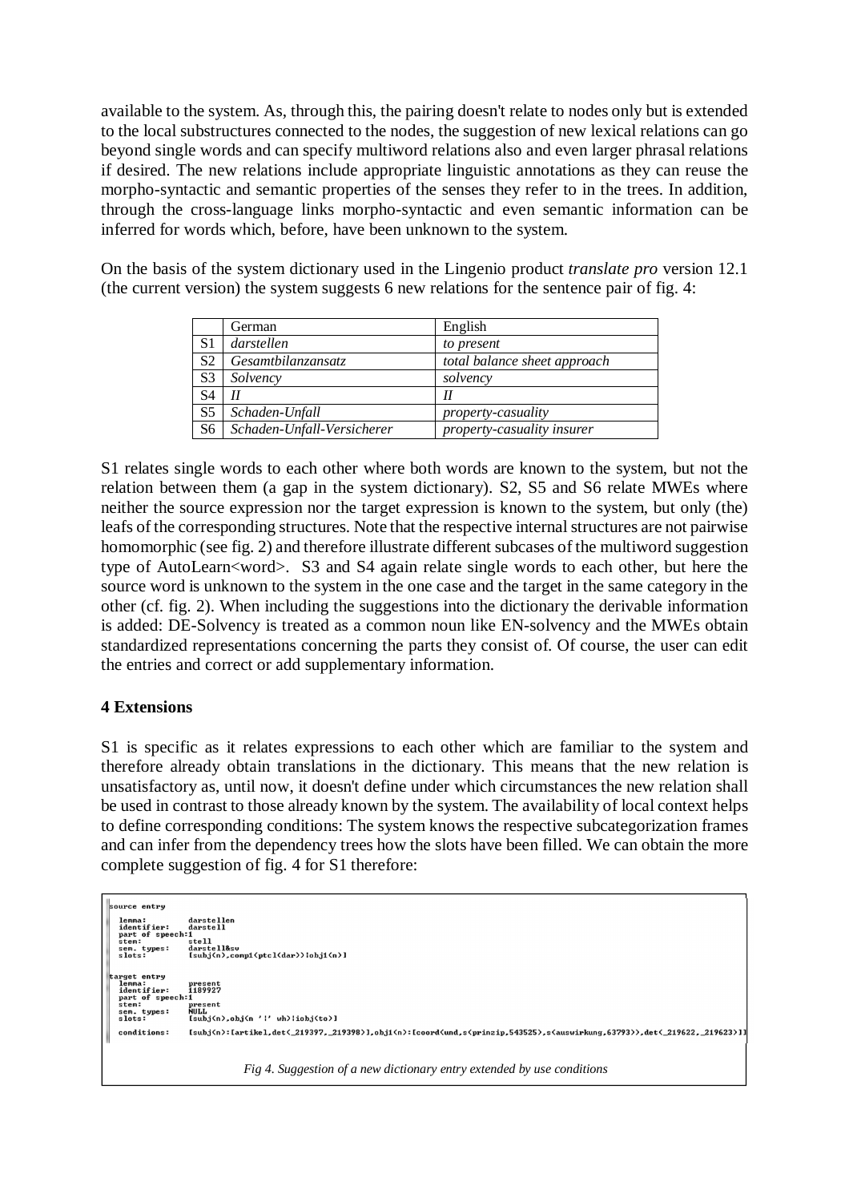available to the system. As, through this, the pairing doesn't relate to nodes only but is extended to the local substructures connected to the nodes, the suggestion of new lexical relations can go beyond single words and can specify multiword relations also and even larger phrasal relations if desired. The new relations include appropriate linguistic annotations as they can reuse the morpho-syntactic and semantic properties of the senses they refer to in the trees. In addition, through the cross-language links morpho-syntactic and even semantic information can be inferred for words which, before, have been unknown to the system.

On the basis of the system dictionary used in the Lingenio product *translate pro* version 12.1 (the current version) the system suggests 6 new relations for the sentence pair of fig. 4:

| | German | English |
|---|---|---|
| S1 | *darstellen* | *to present* |
| S2 | *Gesamtbilanzansatz* | *total balance sheet approach* |
| S3 | *Solvency* | *solvency* |
| S4 | *II* | *II* |
| S5 | *Schaden-Unfall* | *property-casuality* |
| S6 | *Schaden-Unfall-Versicherer* | *property-casuality insurer* |

S1 relates single words to each other where both words are known to the system, but not the relation between them (a gap in the system dictionary). S2, S5 and S6 relate MWEs where neither the source expression nor the target expression is known to the system, but only (the) leafs of the corresponding structures. Note that the respective internal structures are not pairwise homomorphic (see fig. 2) and therefore illustrate different subcases of the multiword suggestion type of AutoLearn<word>. S3 and S4 again relate single words to each other, but here the source word is unknown to the system in the one case and the target in the same category in the other (cf. fig. 2). When including the suggestions into the dictionary the derivable information is added: DE-Solvency is treated as a common noun like EN-solvency and the MWEs obtain standardized representations concerning the parts they consist of. Of course, the user can edit the entries and correct or add supplementary information.

## 4 Extensions

S1 is specific as it relates expressions to each other which are familiar to the system and therefore already obtain translations in the dictionary. This means that the new relation is unsatisfactory as, until now, it doesn't define under which circumstances the new relation shall be used in contrast to those already known by the system. The availability of local context helps to define corresponding conditions: The system knows the respective subcategorization frames and can infer from the dependency trees how the slots have been filled. We can obtain the more complete suggestion of fig. 4 for S1 therefore:

```
source entry
  lemma:          darstellen
  identifier:     darstell
  part of speech:1
  stem:           stell
  sem. types:     darstell&sv
  slots:          [subj(n),compl(ptcl(dar))!obj1(n)]

target entry
  lemma:          present
  identifier:     1189927
  part of speech:1
  stem:           present
  sem. types:     NULL
  slots:          [subj(n),obj(n '!' wh)!iobj(to)]

  conditions:     [subj(n):[artikel,det(_219397,_219398)],obj1(n):[coord(und,s(prinzip,543525),s(auswirkung,63793)),det(_219622,_219623)]]
```

*Fig 4. Suggestion of a new dictionary entry extended by use conditions*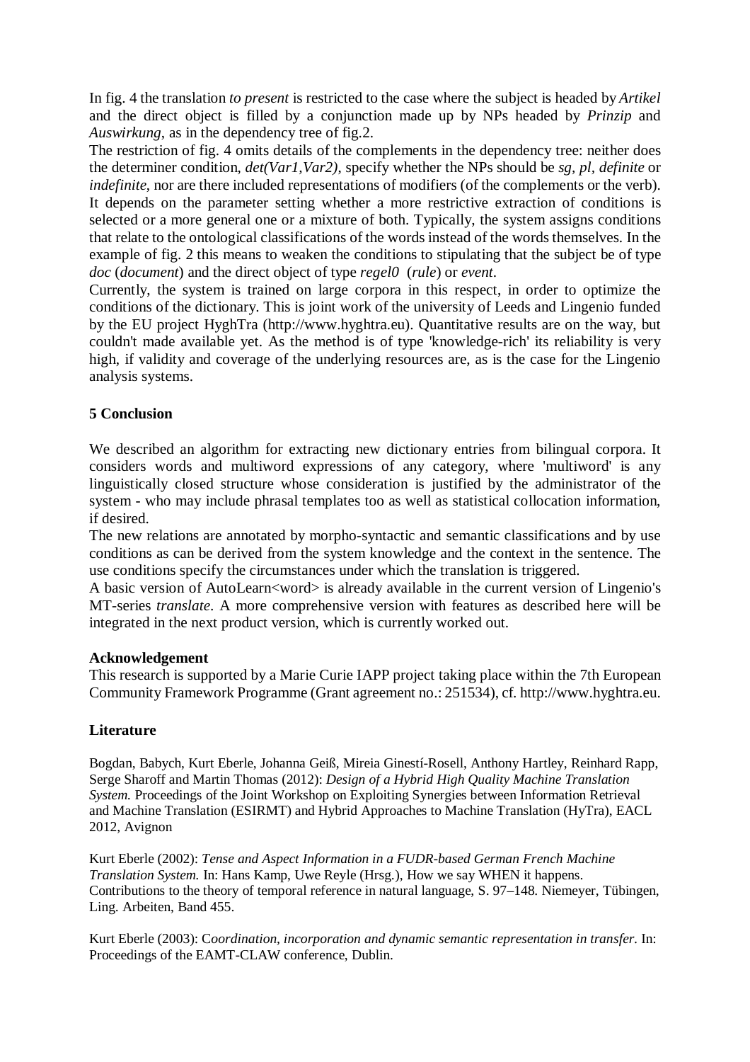In fig. 4 the translation *to present* is restricted to the case where the subject is headed by *Artikel* and the direct object is filled by a conjunction made up by NPs headed by *Prinzip* and *Auswirkung*, as in the dependency tree of fig.2.

The restriction of fig. 4 omits details of the complements in the dependency tree: neither does the determiner condition, *det(Var1,Var2)*, specify whether the NPs should be *sg*, *pl*, *definite* or *indefinite*, nor are there included representations of modifiers (of the complements or the verb). It depends on the parameter setting whether a more restrictive extraction of conditions is selected or a more general one or a mixture of both. Typically, the system assigns conditions that relate to the ontological classifications of the words instead of the words themselves. In the example of fig. 2 this means to weaken the conditions to stipulating that the subject be of type *doc* (*document*) and the direct object of type *regel0* (*rule*) or *event*.

Currently, the system is trained on large corpora in this respect, in order to optimize the conditions of the dictionary. This is joint work of the university of Leeds and Lingenio funded by the EU project HyghTra (http://www.hyghtra.eu). Quantitative results are on the way, but couldn't made available yet. As the method is of type 'knowledge-rich' its reliability is very high, if validity and coverage of the underlying resources are, as is the case for the Lingenio analysis systems.

## 5 Conclusion

We described an algorithm for extracting new dictionary entries from bilingual corpora. It considers words and multiword expressions of any category, where 'multiword' is any linguistically closed structure whose consideration is justified by the administrator of the system - who may include phrasal templates too as well as statistical collocation information, if desired.

The new relations are annotated by morpho-syntactic and semantic classifications and by use conditions as can be derived from the system knowledge and the context in the sentence. The use conditions specify the circumstances under which the translation is triggered.

A basic version of AutoLearn<word> is already available in the current version of Lingenio's MT-series *translate*. A more comprehensive version with features as described here will be integrated in the next product version, which is currently worked out.

**Acknowledgement**

This research is supported by a Marie Curie IAPP project taking place within the 7th European Community Framework Programme (Grant agreement no.: 251534), cf. http://www.hyghtra.eu.

## Literature

Bogdan, Babych, Kurt Eberle, Johanna Geiß, Mireia Ginestí-Rosell, Anthony Hartley, Reinhard Rapp, Serge Sharoff and Martin Thomas (2012): *Design of a Hybrid High Quality Machine Translation System.* Proceedings of the Joint Workshop on Exploiting Synergies between Information Retrieval and Machine Translation (ESIRMT) and Hybrid Approaches to Machine Translation (HyTra), EACL 2012, Avignon

Kurt Eberle (2002): *Tense and Aspect Information in a FUDR-based German French Machine Translation System.* In: Hans Kamp, Uwe Reyle (Hrsg.), How we say WHEN it happens. Contributions to the theory of temporal reference in natural language, S. 97–148. Niemeyer, Tübingen, Ling. Arbeiten, Band 455.

Kurt Eberle (2003): C*oordination, incorporation and dynamic semantic representation in transfer.* In: Proceedings of the EAMT-CLAW conference, Dublin.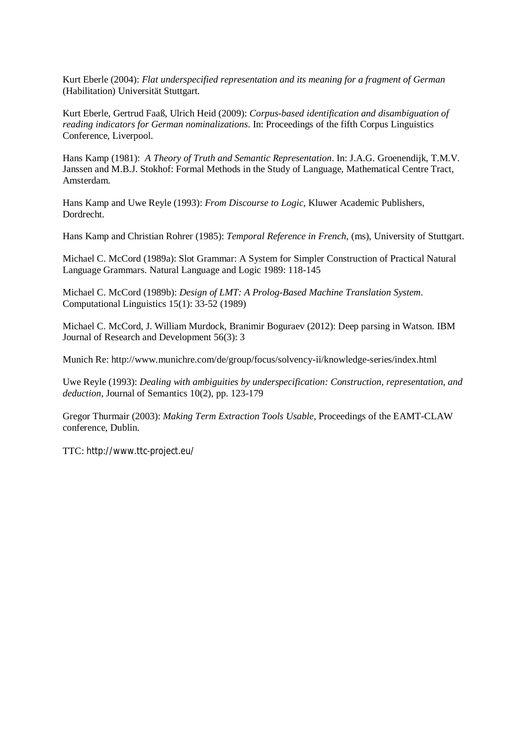Kurt Eberle (2004): *Flat underspecified representation and its meaning for a fragment of German* (Habilitation) Universität Stuttgart.

Kurt Eberle, Gertrud Faaß, Ulrich Heid (2009): *Corpus-based identification and disambiguation of reading indicators for German nominalizations*. In: Proceedings of the fifth Corpus Linguistics Conference, Liverpool.

Hans Kamp (1981): *A Theory of Truth and Semantic Representation*. In: J.A.G. Groenendijk, T.M.V. Janssen and M.B.J. Stokhof: Formal Methods in the Study of Language, Mathematical Centre Tract, Amsterdam.

Hans Kamp and Uwe Reyle (1993): *From Discourse to Logic*, Kluwer Academic Publishers, Dordrecht.

Hans Kamp and Christian Rohrer (1985): *Temporal Reference in French*, (ms), University of Stuttgart.

Michael C. McCord (1989a): Slot Grammar: A System for Simpler Construction of Practical Natural Language Grammars. Natural Language and Logic 1989: 118-145

Michael C. McCord (1989b): *Design of LMT: A Prolog-Based Machine Translation System*. Computational Linguistics 15(1): 33-52 (1989)

Michael C. McCord, J. William Murdock, Branimir Boguraev (2012): Deep parsing in Watson. IBM Journal of Research and Development 56(3): 3

Munich Re: http://www.munichre.com/de/group/focus/solvency-ii/knowledge-series/index.html

Uwe Reyle (1993): *Dealing with ambiguities by underspecification: Construction, representation, and deduction*, Journal of Semantics 10(2), pp. 123-179

Gregor Thurmair (2003): *Making Term Extraction Tools Usable*, Proceedings of the EAMT-CLAW conference, Dublin.

TTC: http://www.ttc-project.eu/